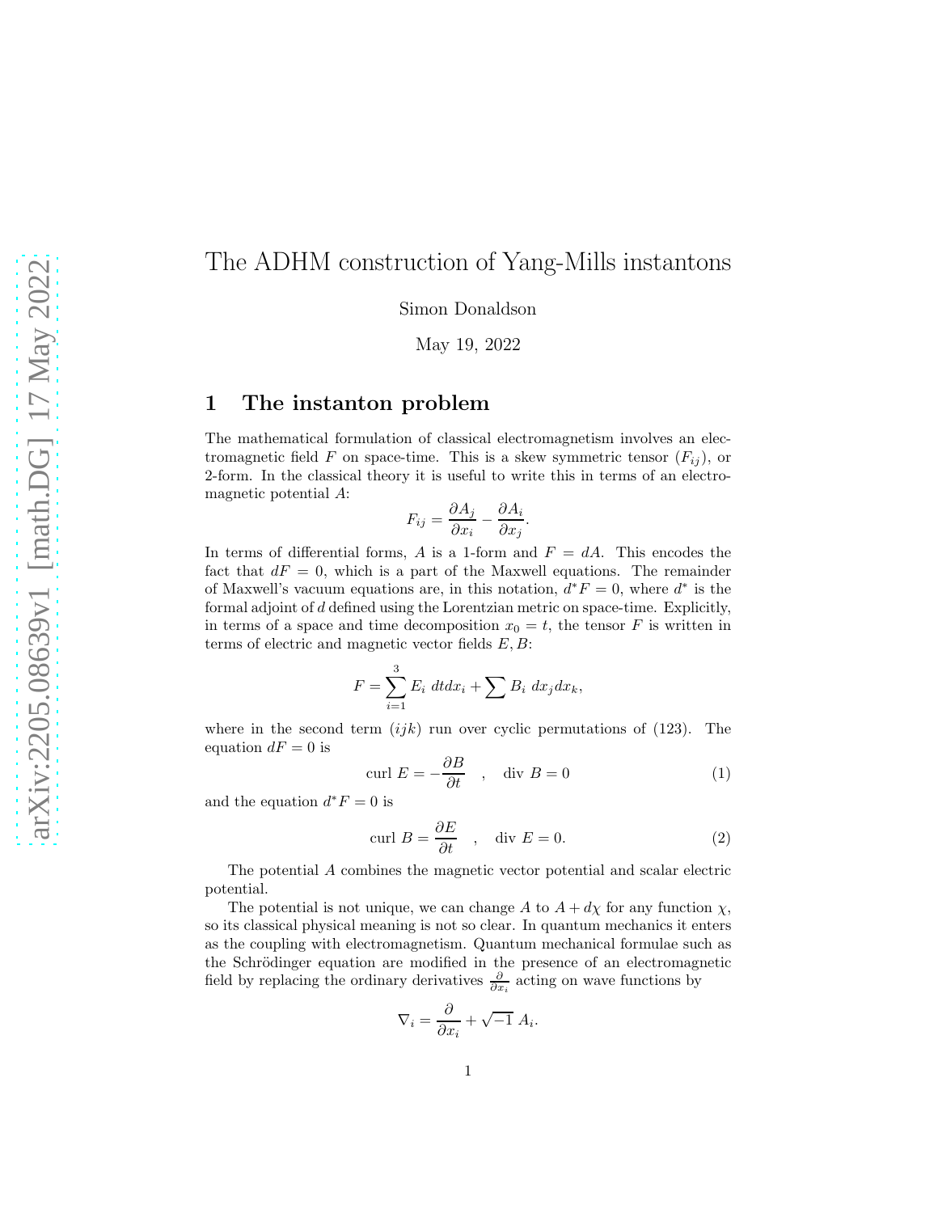# The ADHM construction of Yang-Mills instantons

Simon Donaldson

May 19, 2022

## 1 The instanton problem

The mathematical formulation of classical electromagnetism involves an electromagnetic field $F$ on space-time. This is a skew symmetric tensor $(F_{ij})$, or 2-form. In the classical theory it is useful to write this in terms of an electromagnetic potential $A$:

$$F_{ij} = \frac{\partial A_j}{\partial x_i} - \frac{\partial A_i}{\partial x_j}.$$

In terms of differential forms, $A$ is a 1-form and $F = dA$. This encodes the fact that $dF = 0$, which is a part of the Maxwell equations. The remainder of Maxwell's vacuum equations are, in this notation, $d^*F = 0$, where $d^*$ is the formal adjoint of $d$ defined using the Lorentzian metric on space-time. Explicitly, in terms of a space and time decomposition $x_0 = t$, the tensor $F$ is written in terms of electric and magnetic vector fields $E, B$:

$$F = \sum_{i=1}^{3} E_i \; dt dx_i + \sum B_i \; dx_j dx_k,$$

where in the second term $(ijk)$ run over cyclic permutations of $(123)$. The equation $dF = 0$ is

$$\text{curl } E = -\frac{\partial B}{\partial t} \quad , \quad \text{div } B = 0 \tag{1}$$

and the equation $d^*F = 0$ is

$$\text{curl } B = \frac{\partial E}{\partial t} \quad , \quad \text{div } E = 0. \tag{2}$$

The potential $A$ combines the magnetic vector potential and scalar electric potential.

The potential is not unique, we can change $A$ to $A + d\chi$ for any function $\chi$, so its classical physical meaning is not so clear. In quantum mechanics it enters as the coupling with electromagnetism. Quantum mechanical formulae such as the Schrödinger equation are modified in the presence of an electromagnetic field by replacing the ordinary derivatives $\frac{\partial}{\partial x_i}$ acting on wave functions by

$$\nabla_i = \frac{\partial}{\partial x_i} + \sqrt{-1} \; A_i.$$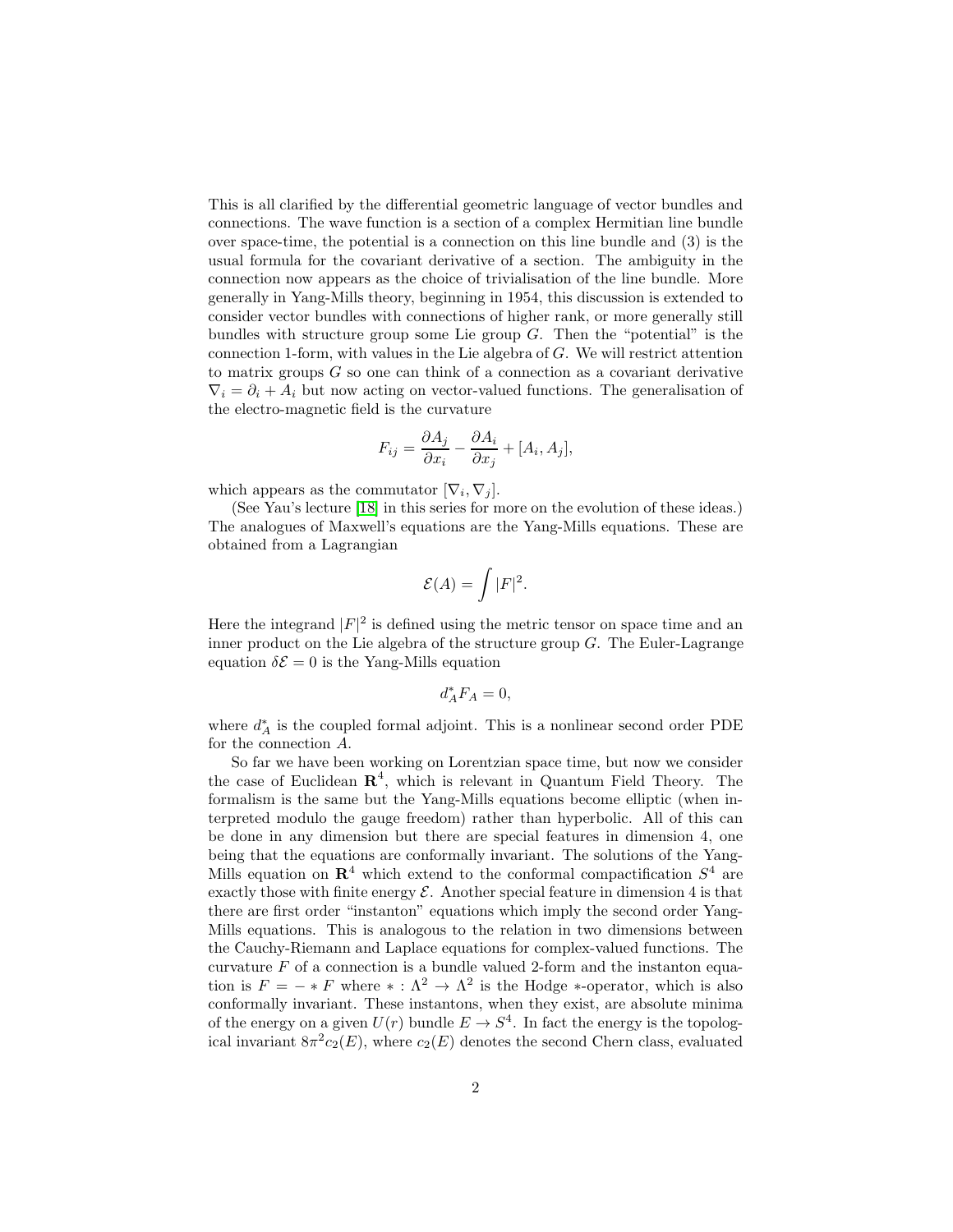This is all clarified by the differential geometric language of vector bundles and connections. The wave function is a section of a complex Hermitian line bundle over space-time, the potential is a connection on this line bundle and (3) is the usual formula for the covariant derivative of a section. The ambiguity in the connection now appears as the choice of trivialisation of the line bundle. More generally in Yang-Mills theory, beginning in 1954, this discussion is extended to consider vector bundles with connections of higher rank, or more generally still bundles with structure group some Lie group $G$. Then the "potential" is the connection 1-form, with values in the Lie algebra of $G$. We will restrict attention to matrix groups $G$ so one can think of a connection as a covariant derivative $\nabla_i = \partial_i + A_i$ but now acting on vector-valued functions. The generalisation of the electro-magnetic field is the curvature

$$F_{ij} = \frac{\partial A_j}{\partial x_i} - \frac{\partial A_i}{\partial x_j} + [A_i, A_j],$$

which appears as the commutator $[\nabla_i, \nabla_j]$.

(See Yau's lecture [18] in this series for more on the evolution of these ideas.) The analogues of Maxwell's equations are the Yang-Mills equations. These are obtained from a Lagrangian

$$\mathcal{E}(A) = \int |F|^2.$$

Here the integrand $|F|^2$ is defined using the metric tensor on space time and an inner product on the Lie algebra of the structure group $G$. The Euler-Lagrange equation $\delta\mathcal{E} = 0$ is the Yang-Mills equation

$$d_A^* F_A = 0,$$

where $d_A^*$ is the coupled formal adjoint. This is a nonlinear second order PDE for the connection $A$.

So far we have been working on Lorentzian space time, but now we consider the case of Euclidean $\mathbf{R}^4$, which is relevant in Quantum Field Theory. The formalism is the same but the Yang-Mills equations become elliptic (when interpreted modulo the gauge freedom) rather than hyperbolic. All of this can be done in any dimension but there are special features in dimension 4, one being that the equations are conformally invariant. The solutions of the Yang-Mills equation on $\mathbf{R}^4$ which extend to the conformal compactification $S^4$ are exactly those with finite energy $\mathcal{E}$. Another special feature in dimension 4 is that there are first order "instanton" equations which imply the second order Yang-Mills equations. This is analogous to the relation in two dimensions between the Cauchy-Riemann and Laplace equations for complex-valued functions. The curvature $F$ of a connection is a bundle valued 2-form and the instanton equation is $F = - * F$ where $* : \Lambda^2 \to \Lambda^2$ is the Hodge $*$-operator, which is also conformally invariant. These instantons, when they exist, are absolute minima of the energy on a given $U(r)$ bundle $E \to S^4$. In fact the energy is the topological invariant $8\pi^2 c_2(E)$, where $c_2(E)$ denotes the second Chern class, evaluated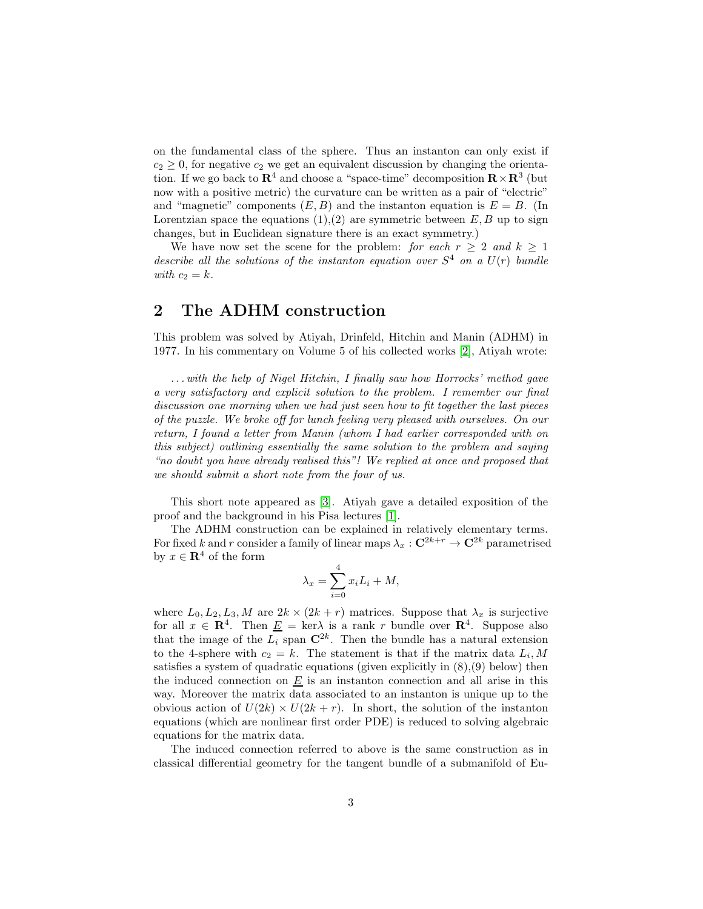on the fundamental class of the sphere. Thus an instanton can only exist if $c_2 \geq 0$, for negative $c_2$ we get an equivalent discussion by changing the orientation. If we go back to $\mathbf{R}^4$ and choose a "space-time" decomposition $\mathbf{R} \times \mathbf{R}^3$ (but now with a positive metric) the curvature can be written as a pair of "electric" and "magnetic" components $(E, B)$ and the instanton equation is $E = B$. (In Lorentzian space the equations (1),(2) are symmetric between $E, B$ up to sign changes, but in Euclidean signature there is an exact symmetry.)

We have now set the scene for the problem: *for each $r \geq 2$ and $k \geq 1$ describe all the solutions of the instanton equation over $S^4$ on a $U(r)$ bundle with $c_2 = k$.*

## 2 The ADHM construction

This problem was solved by Atiyah, Drinfeld, Hitchin and Manin (ADHM) in 1977. In his commentary on Volume 5 of his collected works [2], Atiyah wrote:

*. . . with the help of Nigel Hitchin, I finally saw how Horrocks' method gave a very satisfactory and explicit solution to the problem. I remember our final discussion one morning when we had just seen how to fit together the last pieces of the puzzle. We broke off for lunch feeling very pleased with ourselves. On our return, I found a letter from Manin (whom I had earlier corresponded with on this subject) outlining essentially the same solution to the problem and saying "no doubt you have already realised this"! We replied at once and proposed that we should submit a short note from the four of us.*

This short note appeared as [3]. Atiyah gave a detailed exposition of the proof and the background in his Pisa lectures [1].

The ADHM construction can be explained in relatively elementary terms. For fixed $k$ and $r$ consider a family of linear maps $\lambda_x : \mathbf{C}^{2k+r} \to \mathbf{C}^{2k}$ parametrised by $x \in \mathbf{R}^4$ of the form

$$\lambda_x = \sum_{i=0}^{4} x_i L_i + M,$$

where $L_0, L_2, L_3, M$ are $2k \times (2k + r)$ matrices. Suppose that $\lambda_x$ is surjective for all $x \in \mathbf{R}^4$. Then $\underline{E} = \ker\lambda$ is a rank $r$ bundle over $\mathbf{R}^4$. Suppose also that the image of the $L_i$ span $\mathbf{C}^{2k}$. Then the bundle has a natural extension to the 4-sphere with $c_2 = k$. The statement is that if the matrix data $L_i, M$ satisfies a system of quadratic equations (given explicitly in (8),(9) below) then the induced connection on $\underline{E}$ is an instanton connection and all arise in this way. Moreover the matrix data associated to an instanton is unique up to the obvious action of $U(2k) \times U(2k + r)$. In short, the solution of the instanton equations (which are nonlinear first order PDE) is reduced to solving algebraic equations for the matrix data.

The induced connection referred to above is the same construction as in classical differential geometry for the tangent bundle of a submanifold of Eu-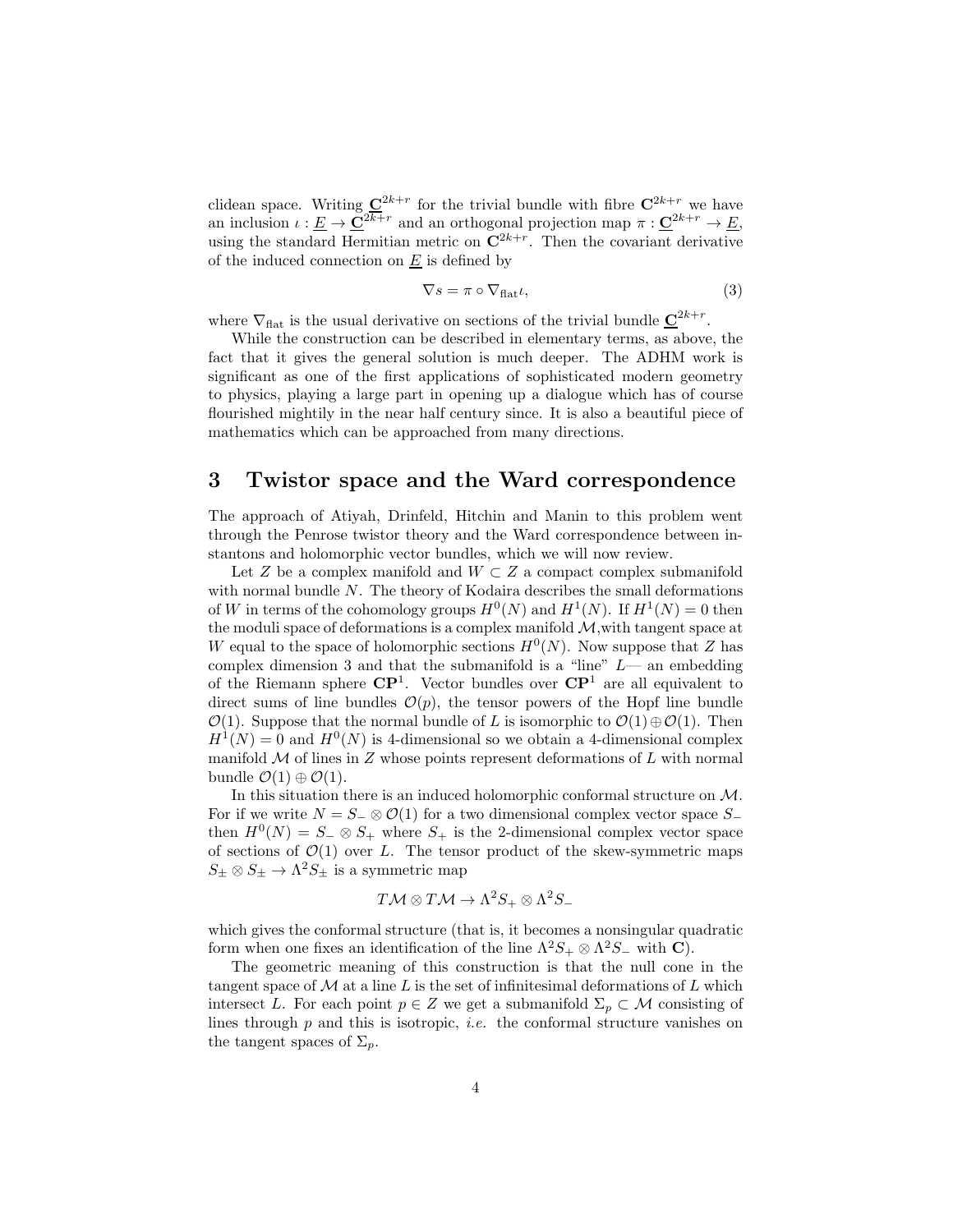clidean space. Writing $\underline{\mathbf{C}}^{2k+r}$ for the trivial bundle with fibre $\mathbf{C}^{2k+r}$ we have an inclusion $\iota : \underline{E} \to \underline{\mathbf{C}}^{2k+r}$ and an orthogonal projection map $\pi : \underline{\mathbf{C}}^{2k+r} \to \underline{E}$, using the standard Hermitian metric on $\mathbf{C}^{2k+r}$. Then the covariant derivative of the induced connection on $\underline{E}$ is defined by

$$\nabla s = \pi \circ \nabla_{\text{flat}} \iota, \tag{3}$$

where $\nabla_{\text{flat}}$ is the usual derivative on sections of the trivial bundle $\underline{\mathbf{C}}^{2k+r}$.

While the construction can be described in elementary terms, as above, the fact that it gives the general solution is much deeper. The ADHM work is significant as one of the first applications of sophisticated modern geometry to physics, playing a large part in opening up a dialogue which has of course flourished mightily in the near half century since. It is also a beautiful piece of mathematics which can be approached from many directions.

# 3 Twistor space and the Ward correspondence

The approach of Atiyah, Drinfeld, Hitchin and Manin to this problem went through the Penrose twistor theory and the Ward correspondence between instantons and holomorphic vector bundles, which we will now review.

Let $Z$ be a complex manifold and $W \subset Z$ a compact complex submanifold with normal bundle $N$. The theory of Kodaira describes the small deformations of $W$ in terms of the cohomology groups $H^0(N)$ and $H^1(N)$. If $H^1(N) = 0$ then the moduli space of deformations is a complex manifold $\mathcal{M}$,with tangent space at $W$ equal to the space of holomorphic sections $H^0(N)$. Now suppose that $Z$ has complex dimension 3 and that the submanifold is a "line" $L$— an embedding of the Riemann sphere $\mathbf{CP}^1$. Vector bundles over $\mathbf{CP}^1$ are all equivalent to direct sums of line bundles $\mathcal{O}(p)$, the tensor powers of the Hopf line bundle $\mathcal{O}(1)$. Suppose that the normal bundle of $L$ is isomorphic to $\mathcal{O}(1) \oplus \mathcal{O}(1)$. Then $H^1(N) = 0$ and $H^0(N)$ is 4-dimensional so we obtain a 4-dimensional complex manifold $\mathcal{M}$ of lines in $Z$ whose points represent deformations of $L$ with normal bundle $\mathcal{O}(1) \oplus \mathcal{O}(1)$.

In this situation there is an induced holomorphic conformal structure on $\mathcal{M}$. For if we write $N = S_- \otimes \mathcal{O}(1)$ for a two dimensional complex vector space $S_-$ then $H^0(N) = S_- \otimes S_+$ where $S_+$ is the 2-dimensional complex vector space of sections of $\mathcal{O}(1)$ over $L$. The tensor product of the skew-symmetric maps $S_\pm \otimes S_\pm \to \Lambda^2 S_\pm$ is a symmetric map

$$T\mathcal{M} \otimes T\mathcal{M} \to \Lambda^2 S_+ \otimes \Lambda^2 S_-$$

which gives the conformal structure (that is, it becomes a nonsingular quadratic form when one fixes an identification of the line $\Lambda^2 S_+ \otimes \Lambda^2 S_-$ with $\mathbf{C}$).

The geometric meaning of this construction is that the null cone in the tangent space of $\mathcal{M}$ at a line $L$ is the set of infinitesimal deformations of $L$ which intersect $L$. For each point $p \in Z$ we get a submanifold $\Sigma_p \subset \mathcal{M}$ consisting of lines through $p$ and this is isotropic, *i.e.* the conformal structure vanishes on the tangent spaces of $\Sigma_p$.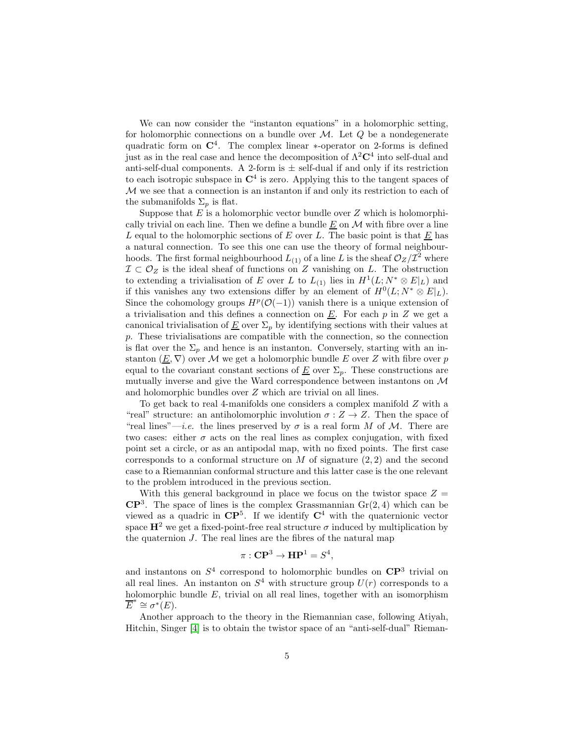We can now consider the "instanton equations" in a holomorphic setting, for holomorphic connections on a bundle over $\mathcal{M}$. Let $Q$ be a nondegenerate quadratic form on $\mathbf{C}^4$. The complex linear $*$-operator on 2-forms is defined just as in the real case and hence the decomposition of $\Lambda^2\mathbf{C}^4$ into self-dual and anti-self-dual components. A 2-form is $\pm$ self-dual if and only if its restriction to each isotropic subspace in $\mathbf{C}^4$ is zero. Applying this to the tangent spaces of $\mathcal{M}$ we see that a connection is an instanton if and only its restriction to each of the submanifolds $\Sigma_p$ is flat.

Suppose that $E$ is a holomorphic vector bundle over $Z$ which is holomorphically trivial on each line. Then we define a bundle $\underline{E}$ on $\mathcal{M}$ with fibre over a line $L$ equal to the holomorphic sections of $E$ over $L$. The basic point is that $\underline{E}$ has a natural connection. To see this one can use the theory of formal neighbourhoods. The first formal neighbourhood $L_{(1)}$ of a line $L$ is the sheaf $\mathcal{O}_Z/\mathcal{I}^2$ where $\mathcal{I} \subset \mathcal{O}_Z$ is the ideal sheaf of functions on $Z$ vanishing on $L$. The obstruction to extending a trivialisation of $E$ over $L$ to $L_{(1)}$ lies in $H^1(L; N^* \otimes E|_L)$ and if this vanishes any two extensions differ by an element of $H^0(L; N^* \otimes E|_L)$. Since the cohomology groups $H^p(\mathcal{O}(-1))$ vanish there is a unique extension of a trivialisation and this defines a connection on $\underline{E}$. For each $p$ in $Z$ we get a canonical trivialisation of $\underline{E}$ over $\Sigma_p$ by identifying sections with their values at $p$. These trivialisations are compatible with the connection, so the connection is flat over the $\Sigma_p$ and hence is an instanton. Conversely, starting with an instanton $(\underline{E}, \nabla)$ over $\mathcal{M}$ we get a holomorphic bundle $E$ over $Z$ with fibre over $p$ equal to the covariant constant sections of $\underline{E}$ over $\Sigma_p$. These constructions are mutually inverse and give the Ward correspondence between instantons on $\mathcal{M}$ and holomorphic bundles over $Z$ which are trivial on all lines.

To get back to real 4-manifolds one considers a complex manifold $Z$ with a "real" structure: an antiholomorphic involution $\sigma : Z \to Z$. Then the space of "real lines"—*i.e.* the lines preserved by $\sigma$ is a real form $M$ of $\mathcal{M}$. There are two cases: either $\sigma$ acts on the real lines as complex conjugation, with fixed point set a circle, or as an antipodal map, with no fixed points. The first case corresponds to a conformal structure on $M$ of signature $(2,2)$ and the second case to a Riemannian conformal structure and this latter case is the one relevant to the problem introduced in the previous section.

With this general background in place we focus on the twistor space $Z = \mathbf{CP}^3$. The space of lines is the complex Grassmannian $\mathrm{Gr}(2,4)$ which can be viewed as a quadric in $\mathbf{CP}^5$. If we identify $\mathbf{C}^4$ with the quaternionic vector space $\mathbf{H}^2$ we get a fixed-point-free real structure $\sigma$ induced by multiplication by the quaternion $J$. The real lines are the fibres of the natural map

$$\pi : \mathbf{CP}^3 \to \mathbf{HP}^1 = S^4,$$

and instantons on $S^4$ correspond to holomorphic bundles on $\mathbf{CP}^3$ trivial on all real lines. An instanton on $S^4$ with structure group $U(r)$ corresponds to a holomorphic bundle $E$, trivial on all real lines, together with an isomorphism $\overline{E}^* \cong \sigma^*(E)$.

Another approach to the theory in the Riemannian case, following Atiyah, Hitchin, Singer [4] is to obtain the twistor space of an "anti-self-dual" Rieman-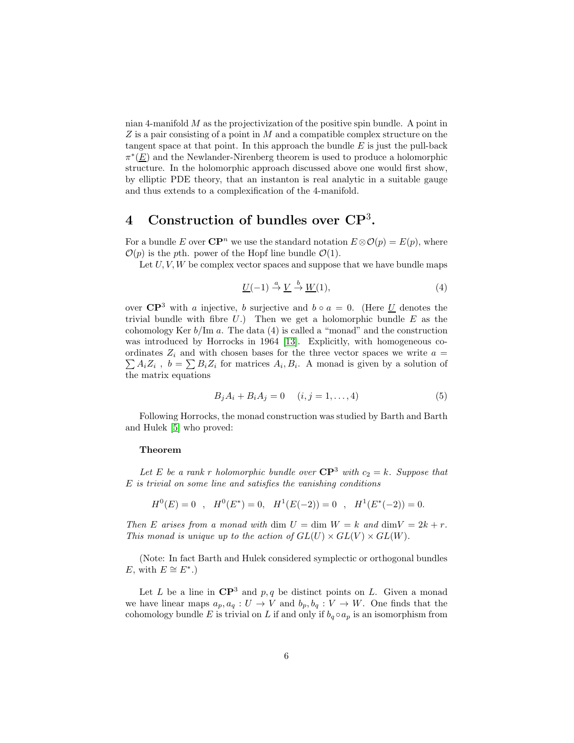nian 4-manifold $M$ as the projectivization of the positive spin bundle. A point in $Z$ is a pair consisting of a point in $M$ and a compatible complex structure on the tangent space at that point. In this approach the bundle $E$ is just the pull-back $\pi^*(\underline{E})$ and the Newlander-Nirenberg theorem is used to produce a holomorphic structure. In the holomorphic approach discussed above one would first show, by elliptic PDE theory, that an instanton is real analytic in a suitable gauge and thus extends to a complexification of the 4-manifold.

## 4 Construction of bundles over $\mathbf{CP}^3$.

For a bundle $E$ over $\mathbf{CP}^n$ we use the standard notation $E \otimes \mathcal{O}(p) = E(p)$, where $\mathcal{O}(p)$ is the $p$th. power of the Hopf line bundle $\mathcal{O}(1)$.

Let $U, V, W$ be complex vector spaces and suppose that we have bundle maps

$$\underline{U}(-1) \xrightarrow{a} \underline{V} \xrightarrow{b} \underline{W}(1), \tag{4}$$

over $\mathbf{CP}^3$ with $a$ injective, $b$ surjective and $b \circ a = 0$. (Here $\underline{U}$ denotes the trivial bundle with fibre $U$.) Then we get a holomorphic bundle $E$ as the cohomology Ker $b$/Im $a$. The data (4) is called a "monad" and the construction was introduced by Horrocks in 1964 [13]. Explicitly, with homogeneous co-ordinates $Z_i$ and with chosen bases for the three vector spaces we write $a = \sum A_i Z_i$ , $b = \sum B_i Z_i$ for matrices $A_i, B_i$. A monad is given by a solution of the matrix equations

$$B_j A_i + B_i A_j = 0 \quad (i, j = 1, \dots, 4) \tag{5}$$

Following Horrocks, the monad construction was studied by Barth and Barth and Hulek [5] who proved:

**Theorem**

*Let $E$ be a rank $r$ holomorphic bundle over $\mathbf{CP}^3$ with $c_2 = k$. Suppose that $E$ is trivial on some line and satisfies the vanishing conditions*

$$H^0(E) = 0 \quad , \quad H^0(E^*) = 0, \quad H^1(E(-2)) = 0 \quad , \quad H^1(E^*(-2)) = 0.$$

*Then $E$ arises from a monad with* $\dim U = \dim W = k$ *and* $\dim V = 2k + r$. *This monad is unique up to the action of $GL(U) \times GL(V) \times GL(W)$.*

(Note: In fact Barth and Hulek considered symplectic or orthogonal bundles $E$, with $E \cong E^*$.)

Let $L$ be a line in $\mathbf{CP}^3$ and $p, q$ be distinct points on $L$. Given a monad we have linear maps $a_p, a_q : U \to V$ and $b_p, b_q : V \to W$. One finds that the cohomology bundle $E$ is trivial on $L$ if and only if $b_q \circ a_p$ is an isomorphism from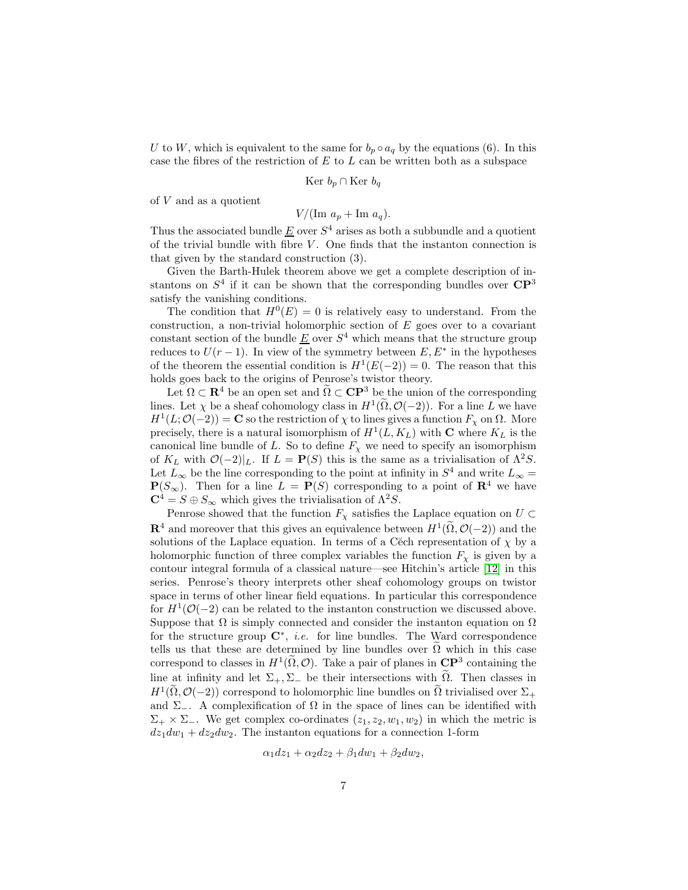$U$ to $W$, which is equivalent to the same for $b_p \circ a_q$ by the equations (6). In this case the fibres of the restriction of $E$ to $L$ can be written both as a subspace

$$\text{Ker } b_p \cap \text{Ker } b_q$$

of $V$ and as a quotient

$$V/(\text{Im } a_p + \text{Im } a_q).$$

Thus the associated bundle $\underline{E}$ over $S^4$ arises as both a subbundle and a quotient of the trivial bundle with fibre $V$. One finds that the instanton connection is that given by the standard construction (3).

Given the Barth-Hulek theorem above we get a complete description of instantons on $S^4$ if it can be shown that the corresponding bundles over $\mathbf{CP}^3$ satisfy the vanishing conditions.

The condition that $H^0(E) = 0$ is relatively easy to understand. From the construction, a non-trivial holomorphic section of $E$ goes over to a covariant constant section of the bundle $\underline{E}$ over $S^4$ which means that the structure group reduces to $U(r-1)$. In view of the symmetry between $E, E^*$ in the hypotheses of the theorem the essential condition is $H^1(E(-2)) = 0$. The reason that this holds goes back to the origins of Penrose's twistor theory.

Let $\Omega \subset \mathbf{R}^4$ be an open set and $\widetilde{\Omega} \subset \mathbf{CP}^3$ be the union of the corresponding lines. Let $\chi$ be a sheaf cohomology class in $H^1(\widetilde{\Omega}, \mathcal{O}(-2))$. For a line $L$ we have $H^1(L; \mathcal{O}(-2)) = \mathbf{C}$ so the restriction of $\chi$ to lines gives a function $F_\chi$ on $\Omega$. More precisely, there is a natural isomorphism of $H^1(L, K_L)$ with $\mathbf{C}$ where $K_L$ is the canonical line bundle of $L$. So to define $F_\chi$ we need to specify an isomorphism of $K_L$ with $\mathcal{O}(-2)|_L$. If $L = \mathbf{P}(S)$ this is the same as a trivialisation of $\Lambda^2 S$. Let $L_\infty$ be the line corresponding to the point at infinity in $S^4$ and write $L_\infty = \mathbf{P}(S_\infty)$. Then for a line $L = \mathbf{P}(S)$ corresponding to a point of $\mathbf{R}^4$ we have $\mathbf{C}^4 = S \oplus S_\infty$ which gives the trivialisation of $\Lambda^2 S$.

Penrose showed that the function $F_\chi$ satisfies the Laplace equation on $U \subset \mathbf{R}^4$ and moreover that this gives an equivalence between $H^1(\widetilde{\Omega}, \mathcal{O}(-2))$ and the solutions of the Laplace equation. In terms of a Cěch representation of $\chi$ by a holomorphic function of three complex variables the function $F_\chi$ is given by a contour integral formula of a classical nature—see Hitchin's article [12] in this series. Penrose's theory interprets other sheaf cohomology groups on twistor space in terms of other linear field equations. In particular this correspondence for $H^1(\mathcal{O}(-2)$ can be related to the instanton construction we discussed above. Suppose that $\Omega$ is simply connected and consider the instanton equation on $\Omega$ for the structure group $\mathbf{C}^*$, *i.e.* for line bundles. The Ward correspondence tells us that these are determined by line bundles over $\widetilde{\Omega}$ which in this case correspond to classes in $H^1(\widetilde{\Omega}, \mathcal{O})$. Take a pair of planes in $\mathbf{CP}^3$ containing the line at infinity and let $\Sigma_+, \Sigma_-$ be their intersections with $\widetilde{\Omega}$. Then classes in $H^1(\widetilde{\Omega}, \mathcal{O}(-2))$ correspond to holomorphic line bundles on $\widetilde{\Omega}$ trivialised over $\Sigma_+$ and $\Sigma_-$. A complexification of $\Omega$ in the space of lines can be identified with $\Sigma_+ \times \Sigma_-$. We get complex co-ordinates $(z_1, z_2, w_1, w_2)$ in which the metric is $dz_1 dw_1 + dz_2 dw_2$. The instanton equations for a connection 1-form

$$\alpha_1 dz_1 + \alpha_2 dz_2 + \beta_1 dw_1 + \beta_2 dw_2,$$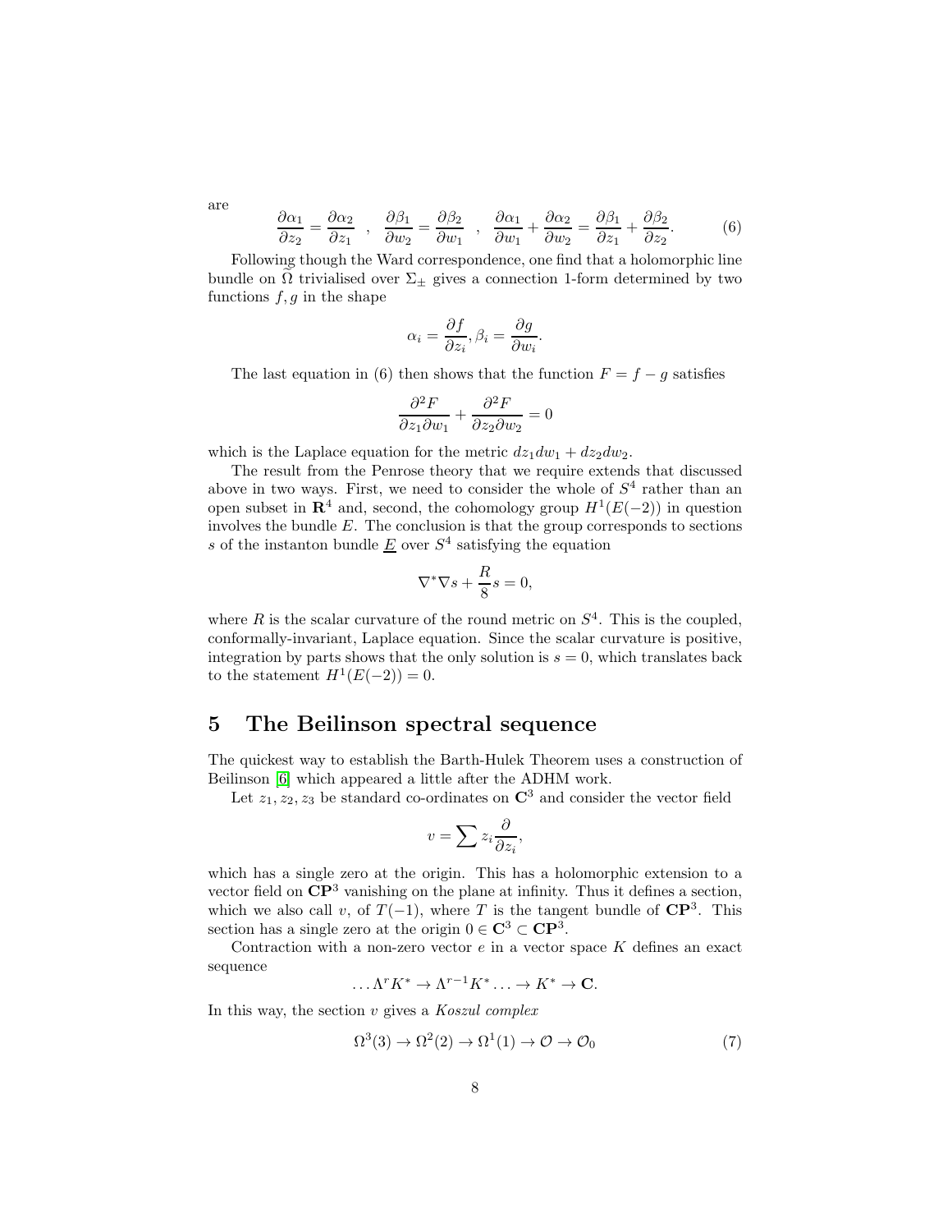are

$$\frac{\partial \alpha_1}{\partial z_2} = \frac{\partial \alpha_2}{\partial z_1} \quad , \quad \frac{\partial \beta_1}{\partial w_2} = \frac{\partial \beta_2}{\partial w_1} \quad , \quad \frac{\partial \alpha_1}{\partial w_1} + \frac{\partial \alpha_2}{\partial w_2} = \frac{\partial \beta_1}{\partial z_1} + \frac{\partial \beta_2}{\partial z_2}. \tag{6}$$

Following though the Ward correspondence, one find that a holomorphic line bundle on $\widetilde{\Omega}$ trivialised over $\Sigma_\pm$ gives a connection 1-form determined by two functions $f, g$ in the shape

$$\alpha_i = \frac{\partial f}{\partial z_i}, \beta_i = \frac{\partial g}{\partial w_i}.$$

The last equation in (6) then shows that the function $F = f - g$ satisfies

$$\frac{\partial^2 F}{\partial z_1 \partial w_1} + \frac{\partial^2 F}{\partial z_2 \partial w_2} = 0$$

which is the Laplace equation for the metric $dz_1 dw_1 + dz_2 dw_2$.

The result from the Penrose theory that we require extends that discussed above in two ways. First, we need to consider the whole of $S^4$ rather than an open subset in $\mathbf{R}^4$ and, second, the cohomology group $H^1(E(-2))$ in question involves the bundle $E$. The conclusion is that the group corresponds to sections $s$ of the instanton bundle $\underline{E}$ over $S^4$ satisfying the equation

$$\nabla^* \nabla s + \frac{R}{8} s = 0,$$

where $R$ is the scalar curvature of the round metric on $S^4$. This is the coupled, conformally-invariant, Laplace equation. Since the scalar curvature is positive, integration by parts shows that the only solution is $s = 0$, which translates back to the statement $H^1(E(-2)) = 0$.

## 5 The Beilinson spectral sequence

The quickest way to establish the Barth-Hulek Theorem uses a construction of Beilinson [6] which appeared a little after the ADHM work.

Let $z_1, z_2, z_3$ be standard co-ordinates on $\mathbf{C}^3$ and consider the vector field

$$v = \sum z_i \frac{\partial}{\partial z_i},$$

which has a single zero at the origin. This has a holomorphic extension to a vector field on $\mathbf{CP}^3$ vanishing on the plane at infinity. Thus it defines a section, which we also call $v$, of $T(-1)$, where $T$ is the tangent bundle of $\mathbf{CP}^3$. This section has a single zero at the origin $0 \in \mathbf{C}^3 \subset \mathbf{CP}^3$.

Contraction with a non-zero vector $e$ in a vector space $K$ defines an exact sequence

$$\ldots \Lambda^r K^* \to \Lambda^{r-1} K^* \ldots \to K^* \to \mathbf{C}.$$

In this way, the section $v$ gives a *Koszul complex*

$$\Omega^3(3) \to \Omega^2(2) \to \Omega^1(1) \to \mathcal{O} \to \mathcal{O}_0 \tag{7}$$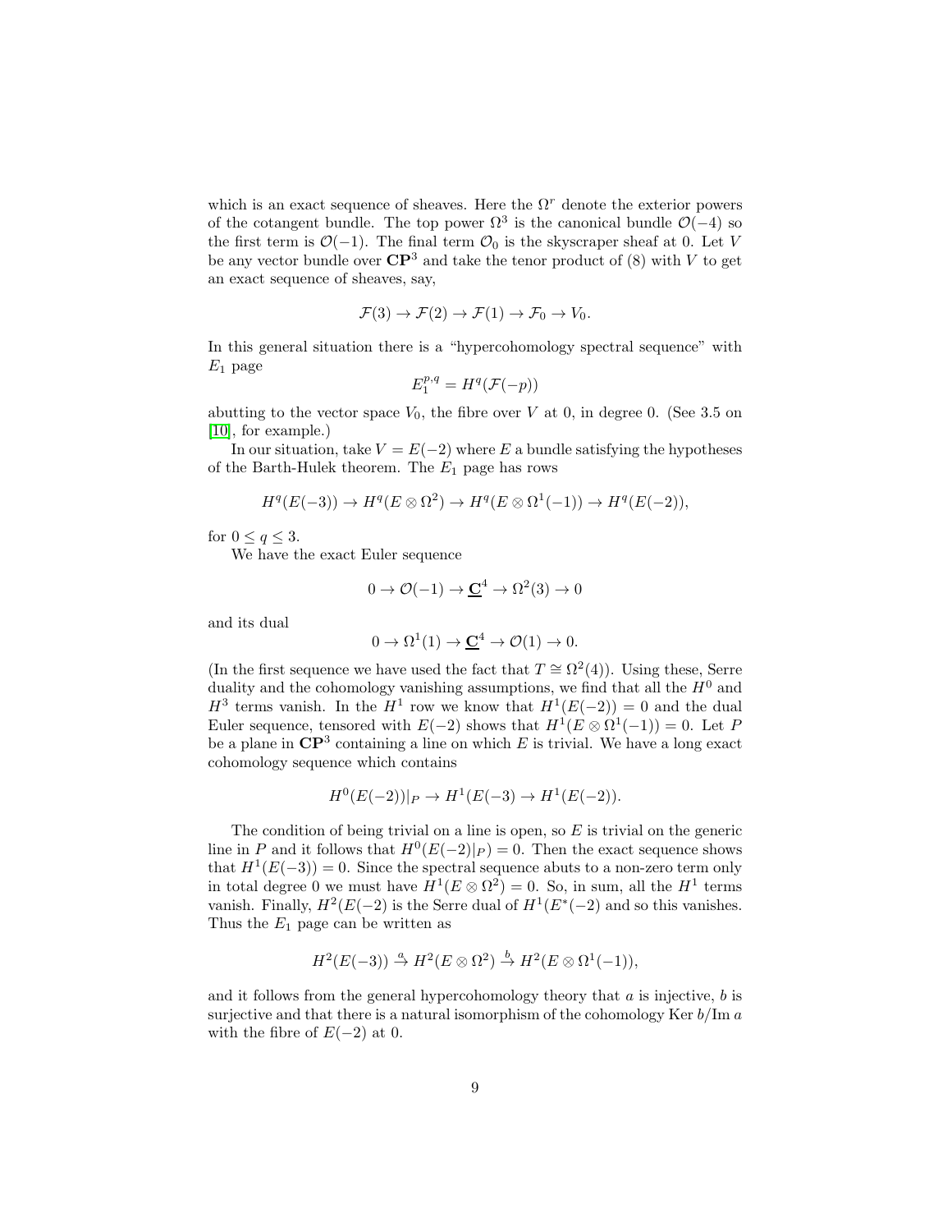which is an exact sequence of sheaves. Here the $\Omega^r$ denote the exterior powers of the cotangent bundle. The top power $\Omega^3$ is the canonical bundle $\mathcal{O}(-4)$ so the first term is $\mathcal{O}(-1)$. The final term $\mathcal{O}_0$ is the skyscraper sheaf at 0. Let $V$ be any vector bundle over $\mathbf{CP}^3$ and take the tenor product of (8) with $V$ to get an exact sequence of sheaves, say,

$$\mathcal{F}(3) \to \mathcal{F}(2) \to \mathcal{F}(1) \to \mathcal{F}_0 \to V_0.$$

In this general situation there is a "hypercohomology spectral sequence" with $E_1$ page

$$E_1^{p,q} = H^q(\mathcal{F}(-p))$$

abutting to the vector space $V_0$, the fibre over $V$ at 0, in degree 0. (See 3.5 on [10], for example.)

In our situation, take $V = E(-2)$ where $E$ a bundle satisfying the hypotheses of the Barth-Hulek theorem. The $E_1$ page has rows

$$H^q(E(-3)) \to H^q(E \otimes \Omega^2) \to H^q(E \otimes \Omega^1(-1)) \to H^q(E(-2)),$$

for $0 \leq q \leq 3$.

We have the exact Euler sequence

$$0 \to \mathcal{O}(-1) \to \underline{\mathbf{C}}^4 \to \Omega^2(3) \to 0$$

and its dual

$$0 \to \Omega^1(1) \to \underline{\mathbf{C}}^4 \to \mathcal{O}(1) \to 0.$$

(In the first sequence we have used the fact that $T \cong \Omega^2(4)$). Using these, Serre duality and the cohomology vanishing assumptions, we find that all the $H^0$ and $H^3$ terms vanish. In the $H^1$ row we know that $H^1(E(-2)) = 0$ and the dual Euler sequence, tensored with $E(-2)$ shows that $H^1(E \otimes \Omega^1(-1)) = 0$. Let $P$ be a plane in $\mathbf{CP}^3$ containing a line on which $E$ is trivial. We have a long exact cohomology sequence which contains

$$H^0(E(-2))|_P \to H^1(E(-3) \to H^1(E(-2)).$$

The condition of being trivial on a line is open, so $E$ is trivial on the generic line in $P$ and it follows that $H^0(E(-2)|_P) = 0$. Then the exact sequence shows that $H^1(E(-3)) = 0$. Since the spectral sequence abuts to a non-zero term only in total degree 0 we must have $H^1(E \otimes \Omega^2) = 0$. So, in sum, all the $H^1$ terms vanish. Finally, $H^2(E(-2)$ is the Serre dual of $H^1(E^*(-2)$ and so this vanishes. Thus the $E_1$ page can be written as

$$H^2(E(-3)) \xrightarrow{a} H^2(E \otimes \Omega^2) \xrightarrow{b} H^2(E \otimes \Omega^1(-1)),$$

and it follows from the general hypercohomology theory that $a$ is injective, $b$ is surjective and that there is a natural isomorphism of the cohomology Ker $b$/Im $a$ with the fibre of $E(-2)$ at 0.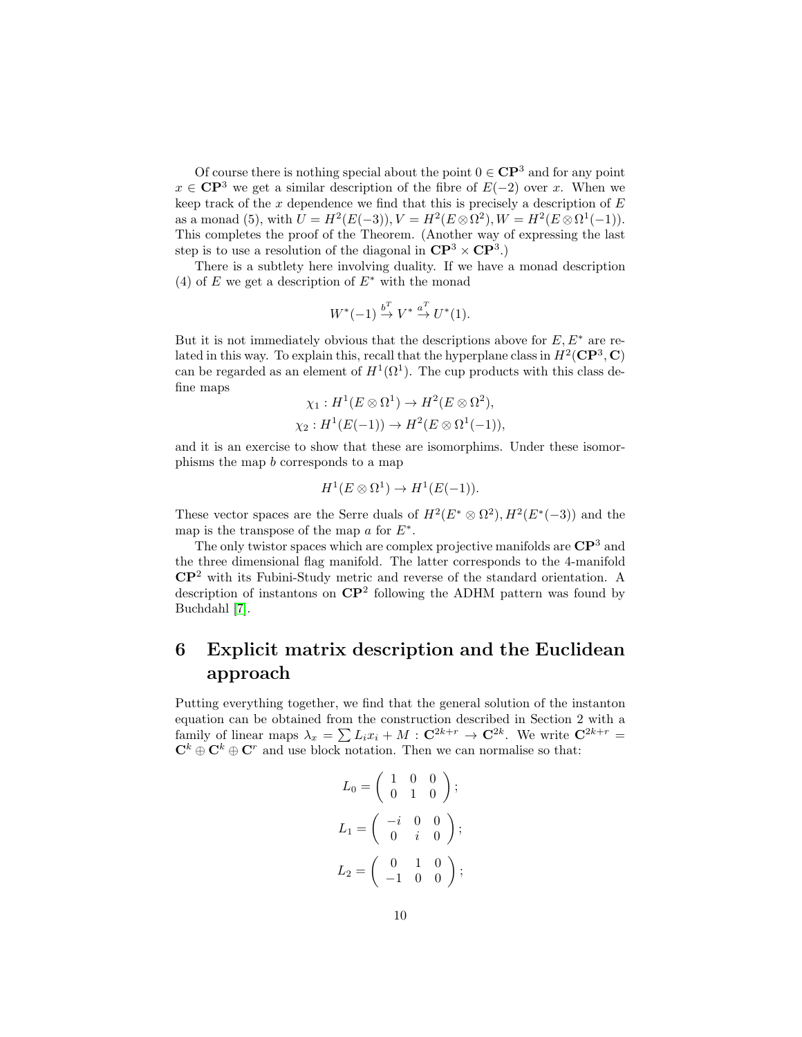Of course there is nothing special about the point $0 \in \mathbf{CP}^3$ and for any point $x \in \mathbf{CP}^3$ we get a similar description of the fibre of $E(-2)$ over $x$. When we keep track of the $x$ dependence we find that this is precisely a description of $E$ as a monad (5), with $U = H^2(E(-3)), V = H^2(E \otimes \Omega^2), W = H^2(E \otimes \Omega^1(-1))$. This completes the proof of the Theorem. (Another way of expressing the last step is to use a resolution of the diagonal in $\mathbf{CP}^3 \times \mathbf{CP}^3$.)

There is a subtlety here involving duality. If we have a monad description (4) of $E$ we get a description of $E^*$ with the monad

$$W^*(-1) \xrightarrow{b^T} V^* \xrightarrow{a^T} U^*(1).$$

But it is not immediately obvious that the descriptions above for $E, E^*$ are related in this way. To explain this, recall that the hyperplane class in $H^2(\mathbf{CP}^3, \mathbf{C})$ can be regarded as an element of $H^1(\Omega^1)$. The cup products with this class define maps

$$\chi_1 : H^1(E \otimes \Omega^1) \to H^2(E \otimes \Omega^2),$$
$$\chi_2 : H^1(E(-1)) \to H^2(E \otimes \Omega^1(-1)),$$

and it is an exercise to show that these are isomorphims. Under these isomorphisms the map $b$ corresponds to a map

$$H^1(E \otimes \Omega^1) \to H^1(E(-1)).$$

These vector spaces are the Serre duals of $H^2(E^* \otimes \Omega^2), H^2(E^*(-3))$ and the map is the transpose of the map $a$ for $E^*$.

The only twistor spaces which are complex projective manifolds are $\mathbf{CP}^3$ and the three dimensional flag manifold. The latter corresponds to the 4-manifold $\mathbf{CP}^2$ with its Fubini-Study metric and reverse of the standard orientation. A description of instantons on $\mathbf{CP}^2$ following the ADHM pattern was found by Buchdahl [7].

# 6 Explicit matrix description and the Euclidean approach

Putting everything together, we find that the general solution of the instanton equation can be obtained from the construction described in Section 2 with a family of linear maps $\lambda_x = \sum L_i x_i + M : \mathbf{C}^{2k+r} \to \mathbf{C}^{2k}$. We write $\mathbf{C}^{2k+r} = \mathbf{C}^k \oplus \mathbf{C}^k \oplus \mathbf{C}^r$ and use block notation. Then we can normalise so that:

$$L_0 = \begin{pmatrix} 1 & 0 & 0 \\ 0 & 1 & 0 \end{pmatrix};$$

$$L_1 = \begin{pmatrix} -i & 0 & 0 \\ 0 & i & 0 \end{pmatrix};$$

$$L_2 = \begin{pmatrix} 0 & 1 & 0 \\ -1 & 0 & 0 \end{pmatrix};$$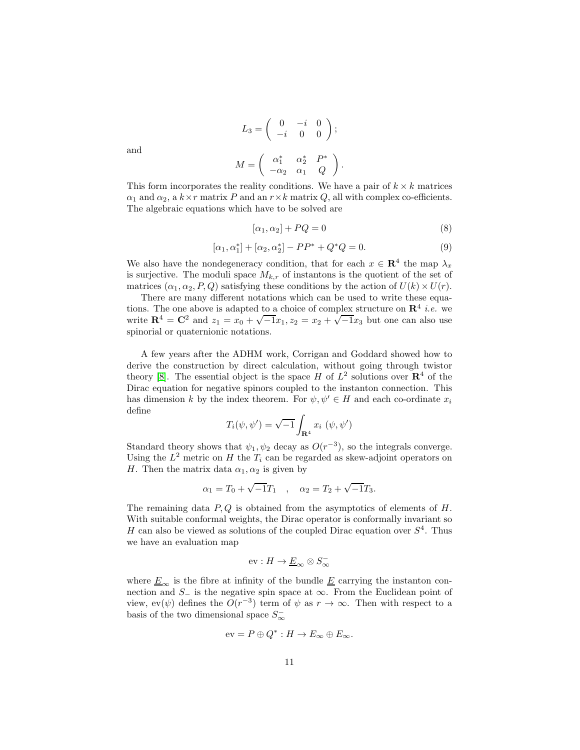$$L_3 = \begin{pmatrix} 0 & -i & 0 \\ -i & 0 & 0 \end{pmatrix};$$

and

$$M = \begin{pmatrix} \alpha_1^* & \alpha_2^* & P^* \\ -\alpha_2 & \alpha_1 & Q \end{pmatrix}.$$

This form incorporates the reality conditions. We have a pair of $k \times k$ matrices $\alpha_1$ and $\alpha_2$, a $k \times r$ matrix $P$ and an $r \times k$ matrix $Q$, all with complex co-efficients. The algebraic equations which have to be solved are

$$[\alpha_1, \alpha_2] + PQ = 0 \tag{8}$$

$$[\alpha_1, \alpha_1^*] + [\alpha_2, \alpha_2^*] - PP^* + Q^*Q = 0. \tag{9}$$

We also have the nondegeneracy condition, that for each $x \in \mathbf{R}^4$ the map $\lambda_x$ is surjective. The moduli space $M_{k,r}$ of instantons is the quotient of the set of matrices $(\alpha_1, \alpha_2, P, Q)$ satisfying these conditions by the action of $U(k) \times U(r)$.

There are many different notations which can be used to write these equations. The one above is adapted to a choice of complex structure on $\mathbf{R}^4$ *i.e.* we write $\mathbf{R}^4 = \mathbf{C}^2$ and $z_1 = x_0 + \sqrt{-1}x_1, z_2 = x_2 + \sqrt{-1}x_3$ but one can also use spinorial or quaternionic notations.

A few years after the ADHM work, Corrigan and Goddard showed how to derive the construction by direct calculation, without going through twistor theory [8]. The essential object is the space $H$ of $L^2$ solutions over $\mathbf{R}^4$ of the Dirac equation for negative spinors coupled to the instanton connection. This has dimension $k$ by the index theorem. For $\psi, \psi' \in H$ and each co-ordinate $x_i$ define

$$T_i(\psi, \psi') = \sqrt{-1} \int_{\mathbf{R}^4} x_i \ (\psi, \psi')$$

Standard theory shows that $\psi_1, \psi_2$ decay as $O(r^{-3})$, so the integrals converge. Using the $L^2$ metric on $H$ the $T_i$ can be regarded as skew-adjoint operators on $H$. Then the matrix data $\alpha_1, \alpha_2$ is given by

$$\alpha_1 = T_0 + \sqrt{-1}T_1 \quad , \quad \alpha_2 = T_2 + \sqrt{-1}T_3.$$

The remaining data $P, Q$ is obtained from the asymptotics of elements of $H$. With suitable conformal weights, the Dirac operator is conformally invariant so $H$ can also be viewed as solutions of the coupled Dirac equation over $S^4$. Thus we have an evaluation map

$$\mathrm{ev} : H \to \underline{E}_\infty \otimes S^-_\infty$$

where $\underline{E}_\infty$ is the fibre at infinity of the bundle $\underline{E}$ carrying the instanton connection and $S_-$ is the negative spin space at $\infty$. From the Euclidean point of view, $\mathrm{ev}(\psi)$ defines the $O(r^{-3})$ term of $\psi$ as $r \to \infty$. Then with respect to a basis of the two dimensional space $S^-_\infty$

$$\mathrm{ev} = P \oplus Q^* : H \to E_\infty \oplus E_\infty.$$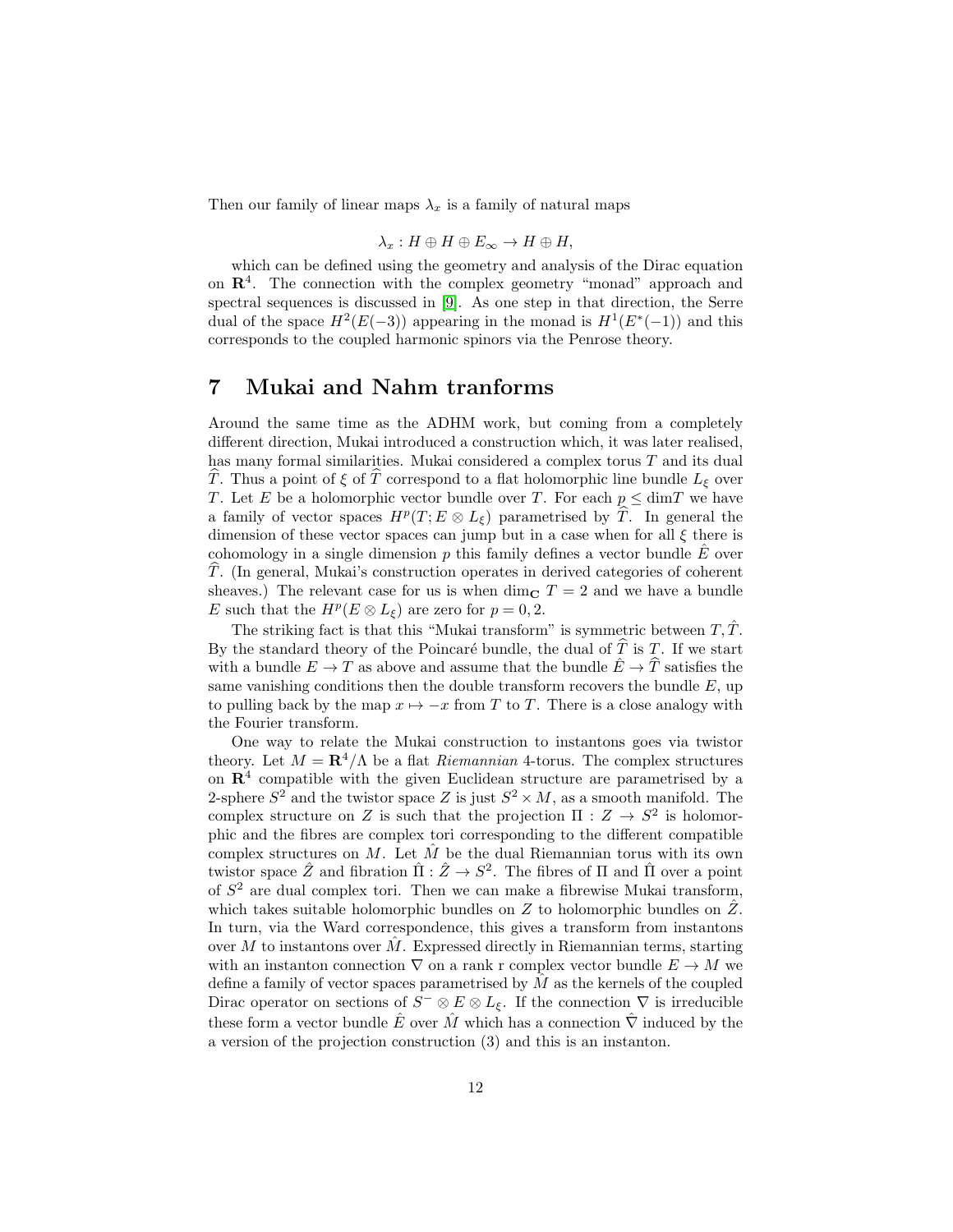Then our family of linear maps $\lambda_x$ is a family of natural maps

$$\lambda_x : H \oplus H \oplus E_\infty \to H \oplus H,$$

which can be defined using the geometry and analysis of the Dirac equation on $\mathbf{R}^4$. The connection with the complex geometry "monad" approach and spectral sequences is discussed in [9]. As one step in that direction, the Serre dual of the space $H^2(E(-3))$ appearing in the monad is $H^1(E^*(-1))$ and this corresponds to the coupled harmonic spinors via the Penrose theory.

# 7 Mukai and Nahm tranforms

Around the same time as the ADHM work, but coming from a completely different direction, Mukai introduced a construction which, it was later realised, has many formal similarities. Mukai considered a complex torus $T$ and its dual $\widehat{T}$. Thus a point of $\xi$ of $\widehat{T}$ correspond to a flat holomorphic line bundle $L_\xi$ over $T$. Let $E$ be a holomorphic vector bundle over $T$. For each $p \leq \dim T$ we have a family of vector spaces $H^p(T; E \otimes L_\xi)$ parametrised by $\widehat{T}$. In general the dimension of these vector spaces can jump but in a case when for all $\xi$ there is cohomology in a single dimension $p$ this family defines a vector bundle $\hat{E}$ over $\widehat{T}$. (In general, Mukai's construction operates in derived categories of coherent sheaves.) The relevant case for us is when $\dim_{\mathbf{C}} T = 2$ and we have a bundle $E$ such that the $H^p(E \otimes L_\xi)$ are zero for $p = 0, 2$.

The striking fact is that this "Mukai transform" is symmetric between $T, \hat{T}$. By the standard theory of the Poincaré bundle, the dual of $\widehat{T}$ is $T$. If we start with a bundle $E \to T$ as above and assume that the bundle $\hat{E} \to \widehat{T}$ satisfies the same vanishing conditions then the double transform recovers the bundle $E$, up to pulling back by the map $x \mapsto -x$ from $T$ to $T$. There is a close analogy with the Fourier transform.

One way to relate the Mukai construction to instantons goes via twistor theory. Let $M = \mathbf{R}^4/\Lambda$ be a flat *Riemannian* 4-torus. The complex structures on $\mathbf{R}^4$ compatible with the given Euclidean structure are parametrised by a 2-sphere $S^2$ and the twistor space $Z$ is just $S^2 \times M$, as a smooth manifold. The complex structure on $Z$ is such that the projection $\Pi : Z \to S^2$ is holomorphic and the fibres are complex tori corresponding to the different compatible complex structures on $M$. Let $\hat{M}$ be the dual Riemannian torus with its own twistor space $\hat{Z}$ and fibration $\hat{\Pi} : \hat{Z} \to S^2$. The fibres of $\Pi$ and $\hat{\Pi}$ over a point of $S^2$ are dual complex tori. Then we can make a fibrewise Mukai transform, which takes suitable holomorphic bundles on $Z$ to holomorphic bundles on $\hat{Z}$. In turn, via the Ward correspondence, this gives a transform from instantons over $M$ to instantons over $\hat{M}$. Expressed directly in Riemannian terms, starting with an instanton connection $\nabla$ on a rank r complex vector bundle $E \to M$ we define a family of vector spaces parametrised by $\hat{M}$ as the kernels of the coupled Dirac operator on sections of $S^- \otimes E \otimes L_\xi$. If the connection $\nabla$ is irreducible these form a vector bundle $\hat{E}$ over $\hat{M}$ which has a connection $\hat{\nabla}$ induced by the a version of the projection construction (3) and this is an instanton.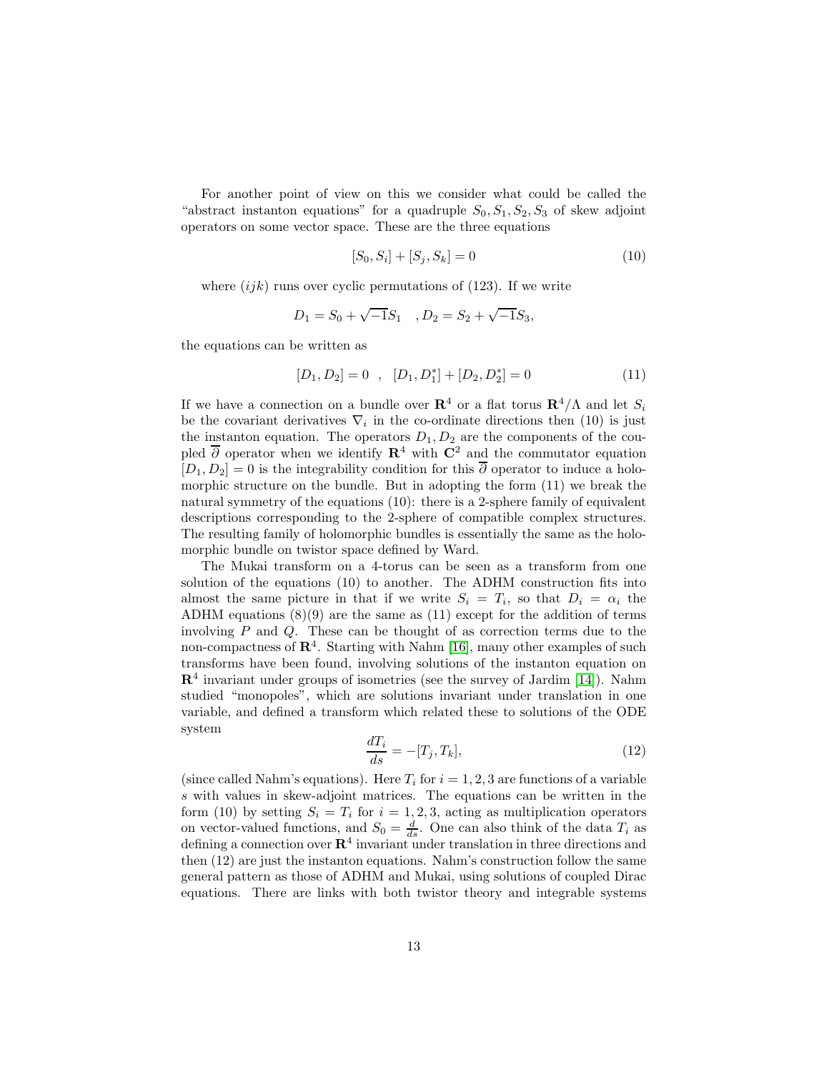For another point of view on this we consider what could be called the "abstract instanton equations" for a quadruple $S_0, S_1, S_2, S_3$ of skew adjoint operators on some vector space. These are the three equations

$$[S_0, S_i] + [S_j, S_k] = 0 \tag{10}$$

where $(ijk)$ runs over cyclic permutations of (123). If we write

$$D_1 = S_0 + \sqrt{-1}S_1 \quad , D_2 = S_2 + \sqrt{-1}S_3,$$

the equations can be written as

$$[D_1, D_2] = 0 \quad , \quad [D_1, D_1^*] + [D_2, D_2^*] = 0 \tag{11}$$

If we have a connection on a bundle over $\mathbf{R}^4$ or a flat torus $\mathbf{R}^4/\Lambda$ and let $S_i$ be the covariant derivatives $\nabla_i$ in the co-ordinate directions then (10) is just the instanton equation. The operators $D_1, D_2$ are the components of the coupled $\overline{\partial}$ operator when we identify $\mathbf{R}^4$ with $\mathbf{C}^2$ and the commutator equation $[D_1, D_2] = 0$ is the integrability condition for this $\overline{\partial}$ operator to induce a holomorphic structure on the bundle. But in adopting the form (11) we break the natural symmetry of the equations (10): there is a 2-sphere family of equivalent descriptions corresponding to the 2-sphere of compatible complex structures. The resulting family of holomorphic bundles is essentially the same as the holomorphic bundle on twistor space defined by Ward.

The Mukai transform on a 4-torus can be seen as a transform from one solution of the equations (10) to another. The ADHM construction fits into almost the same picture in that if we write $S_i = T_i$, so that $D_i = \alpha_i$ the ADHM equations (8)(9) are the same as (11) except for the addition of terms involving $P$ and $Q$. These can be thought of as correction terms due to the non-compactness of $\mathbf{R}^4$. Starting with Nahm [16], many other examples of such transforms have been found, involving solutions of the instanton equation on $\mathbf{R}^4$ invariant under groups of isometries (see the survey of Jardim [14]). Nahm studied "monopoles", which are solutions invariant under translation in one variable, and defined a transform which related these to solutions of the ODE system

$$\frac{dT_i}{ds} = -[T_j, T_k], \tag{12}$$

(since called Nahm's equations). Here $T_i$ for $i = 1, 2, 3$ are functions of a variable $s$ with values in skew-adjoint matrices. The equations can be written in the form (10) by setting $S_i = T_i$ for $i = 1, 2, 3$, acting as multiplication operators on vector-valued functions, and $S_0 = \frac{d}{ds}$. One can also think of the data $T_i$ as defining a connection over $\mathbf{R}^4$ invariant under translation in three directions and then (12) are just the instanton equations. Nahm's construction follow the same general pattern as those of ADHM and Mukai, using solutions of coupled Dirac equations. There are links with both twistor theory and integrable systems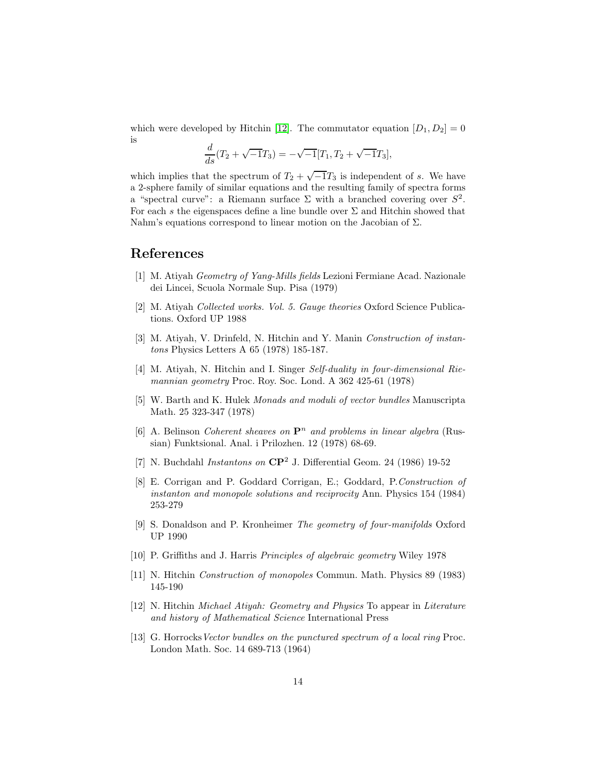which were developed by Hitchin [12]. The commutator equation $[D_1, D_2] = 0$ is

$$\frac{d}{ds}(T_2 + \sqrt{-1}T_3) = -\sqrt{-1}[T_1, T_2 + \sqrt{-1}T_3],$$

which implies that the spectrum of $T_2 + \sqrt{-1}T_3$ is independent of $s$. We have a 2-sphere family of similar equations and the resulting family of spectra forms a "spectral curve": a Riemann surface $\Sigma$ with a branched covering over $S^2$. For each $s$ the eigenspaces define a line bundle over $\Sigma$ and Hitchin showed that Nahm's equations correspond to linear motion on the Jacobian of $\Sigma$.

# References

[1] M. Atiyah *Geometry of Yang-Mills fields* Lezioni Fermiane Acad. Nazionale dei Lincei, Scuola Normale Sup. Pisa (1979)

[2] M. Atiyah *Collected works. Vol. 5. Gauge theories* Oxford Science Publications. Oxford UP 1988

[3] M. Atiyah, V. Drinfeld, N. Hitchin and Y. Manin *Construction of instantons* Physics Letters A 65 (1978) 185-187.

[4] M. Atiyah, N. Hitchin and I. Singer *Self-duality in four-dimensional Riemannian geometry* Proc. Roy. Soc. Lond. A 362 425-61 (1978)

[5] W. Barth and K. Hulek *Monads and moduli of vector bundles* Manuscripta Math. 25 323-347 (1978)

[6] A. Belinson *Coherent sheaves on* $\mathbf{P}^n$ *and problems in linear algebra* (Russian) Funktsional. Anal. i Prilozhen. 12 (1978) 68-69.

[7] N. Buchdahl *Instantons on* $\mathbf{CP}^2$ J. Differential Geom. 24 (1986) 19-52

[8] E. Corrigan and P. Goddard Corrigan, E.; Goddard, P.*Construction of instanton and monopole solutions and reciprocity* Ann. Physics 154 (1984) 253-279

[9] S. Donaldson and P. Kronheimer *The geometry of four-manifolds* Oxford UP 1990

[10] P. Griffiths and J. Harris *Principles of algebraic geometry* Wiley 1978

[11] N. Hitchin *Construction of monopoles* Commun. Math. Physics 89 (1983) 145-190

[12] N. Hitchin *Michael Atiyah: Geometry and Physics* To appear in *Literature and history of Mathematical Science* International Press

[13] G. Horrocks *Vector bundles on the punctured spectrum of a local ring* Proc. London Math. Soc. 14 689-713 (1964)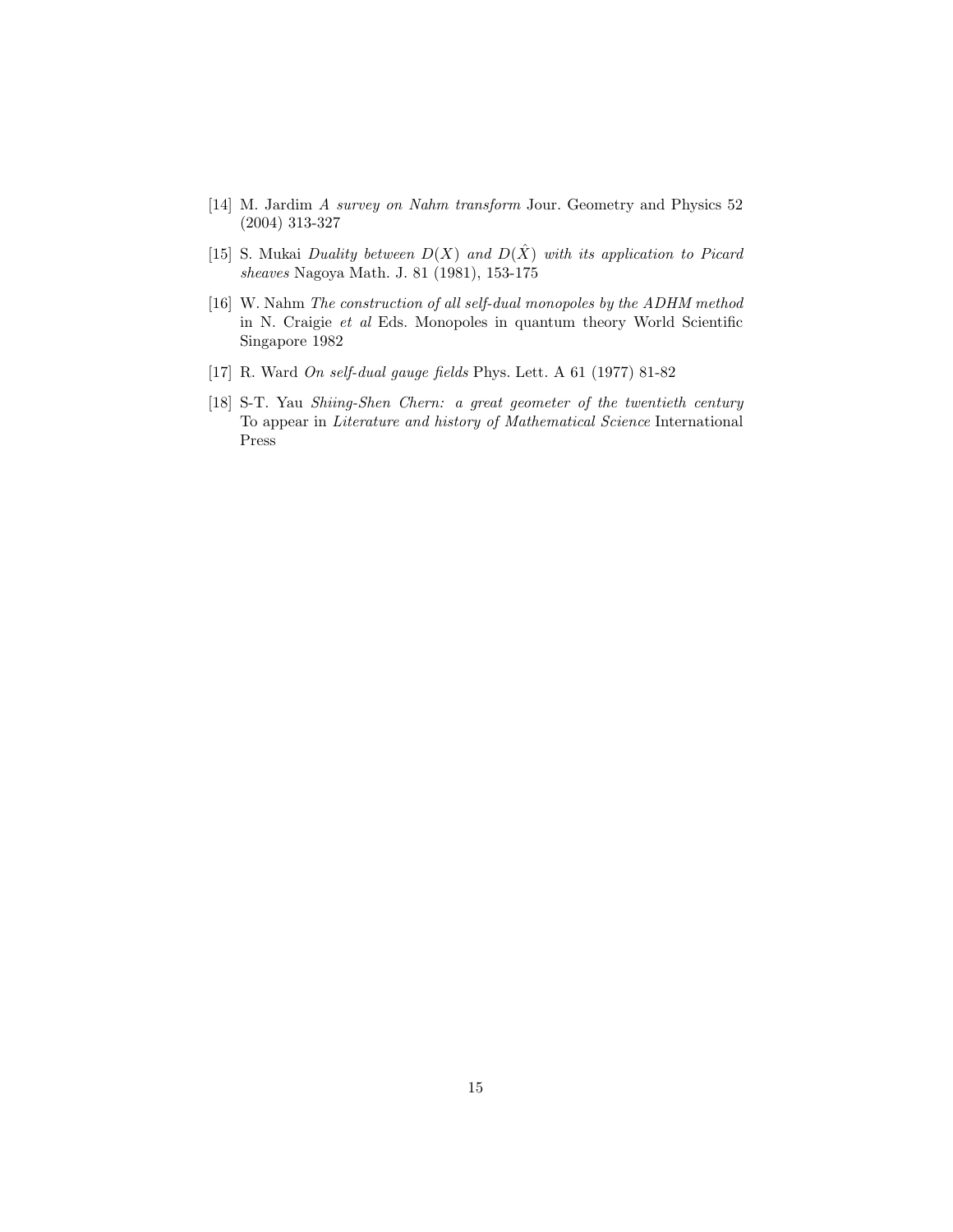[14] M. Jardim *A survey on Nahm transform* Jour. Geometry and Physics 52 (2004) 313-327

[15] S. Mukai *Duality between $D(X)$ and $D(\hat{X})$ with its application to Picard sheaves* Nagoya Math. J. 81 (1981), 153-175

[16] W. Nahm *The construction of all self-dual monopoles by the ADHM method* in N. Craigie *et al* Eds. Monopoles in quantum theory World Scientific Singapore 1982

[17] R. Ward *On self-dual gauge fields* Phys. Lett. A 61 (1977) 81-82

[18] S-T. Yau *Shiing-Shen Chern: a great geometer of the twentieth century* To appear in *Literature and history of Mathematical Science* International Press